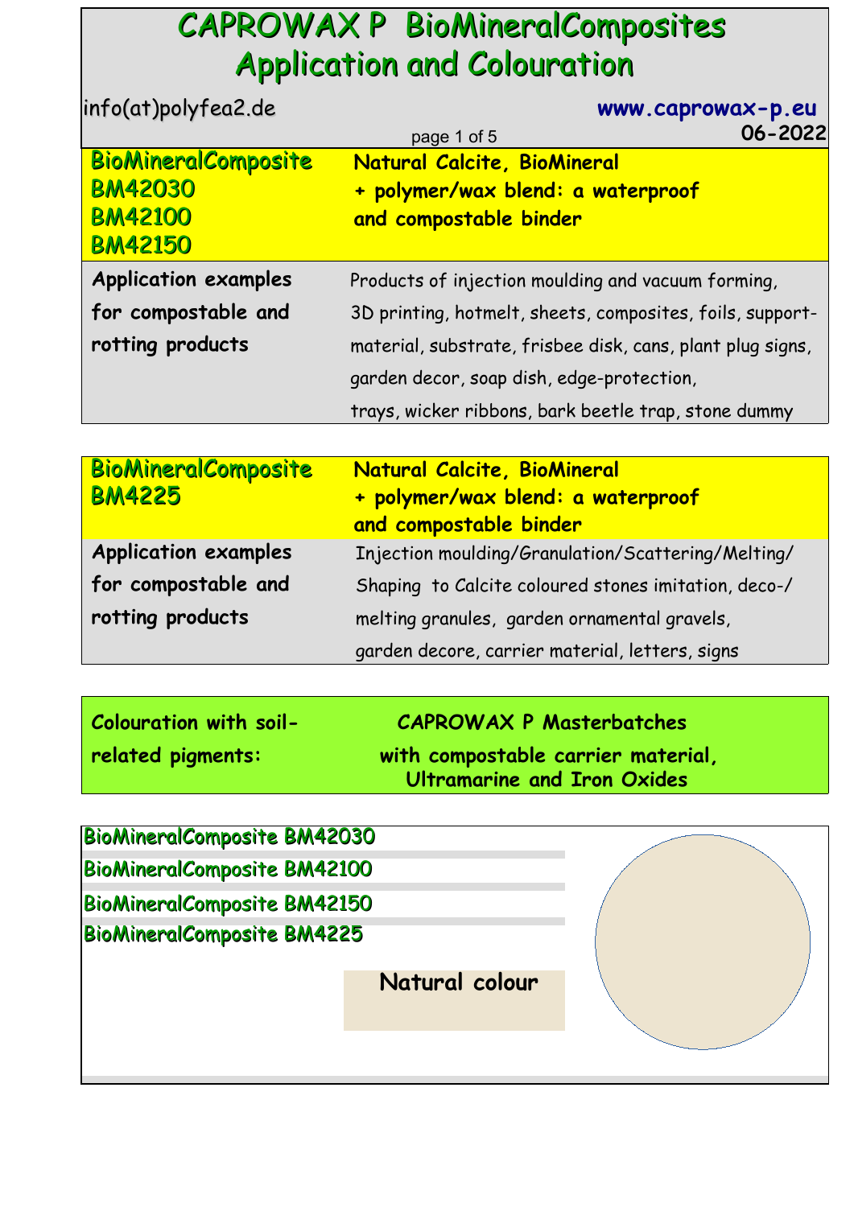# CAPROWAX P BioMineralComposites Application and Colouration

info(at)polyfea2.de

**www.caprowax-p.eu**

**06-2022**

| BioMineralComposite BM42030 BM42100 BM42150 | **Natural Calcite, BioMineral + polymer/wax blend: a waterproof and compostable binder** |
|---|---|
| **Application examples for compostable and rotting products** | Products of injection moulding and vacuum forming, 3D printing, hotmelt, sheets, composites, foils, support-material, substrate, frisbee disk, cans, plant plug signs, garden decor, soap dish, edge-protection, trays, wicker ribbons, bark beetle trap, stone dummy |

| BioMineralComposite BM4225 | **Natural Calcite, BioMineral + polymer/wax blend: a waterproof and compostable binder** |
|---|---|
| **Application examples for compostable and rotting products** | Injection moulding/Granulation/Scattering/Melting/ Shaping to Calcite coloured stones imitation, deco-/ melting granules, garden ornamental gravels, garden decore, carrier material, letters, signs |

| **Colouration with soil-related pigments:** | **CAPROWAX P Masterbatches with compostable carrier material, Ultramarine and Iron Oxides** |
|---|---|

BioMineralComposite BM42030

BioMineralComposite BM42100

BioMineralComposite BM42150

BioMineralComposite BM4225

**Natural colour**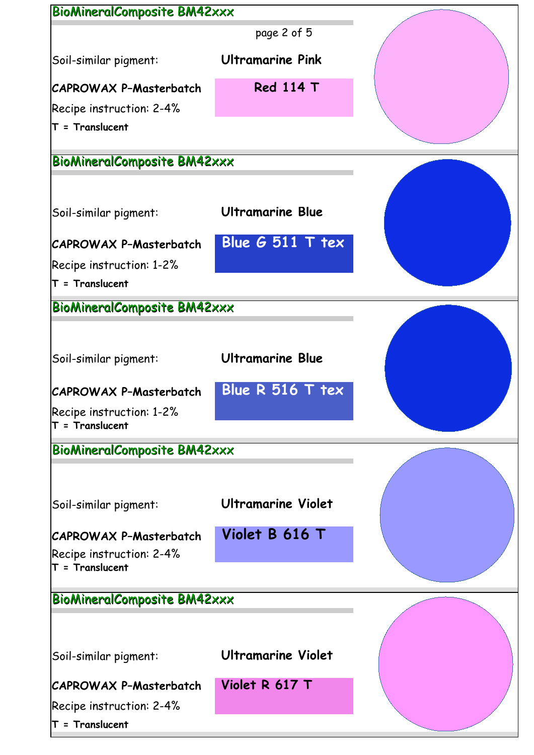## BioMineralComposite BM42xxx

Soil-similar pigment: **Ultramarine Pink**

**CAPROWAX P–Masterbatch** **Red 114 T**

Recipe instruction: 2-4%

**T = Translucent**

## BioMineralComposite BM42xxx

Soil-similar pigment: **Ultramarine Blue**

**CAPROWAX P–Masterbatch** **Blue G 511 T tex**

Recipe instruction: 1-2%

**T = Translucent**

## BioMineralComposite BM42xxx

Soil-similar pigment: **Ultramarine Blue**

**CAPROWAX P–Masterbatch** **Blue R 516 T tex**

Recipe instruction: 1-2%

**T = Translucent**

## BioMineralComposite BM42xxx

Soil-similar pigment: **Ultramarine Violet**

**CAPROWAX P–Masterbatch** **Violet B 616 T**

Recipe instruction: 2-4%

**T = Translucent**

## BioMineralComposite BM42xxx

Soil-similar pigment: **Ultramarine Violet**

**CAPROWAX P–Masterbatch** **Violet R 617 T**

Recipe instruction: 2-4%

**T = Translucent**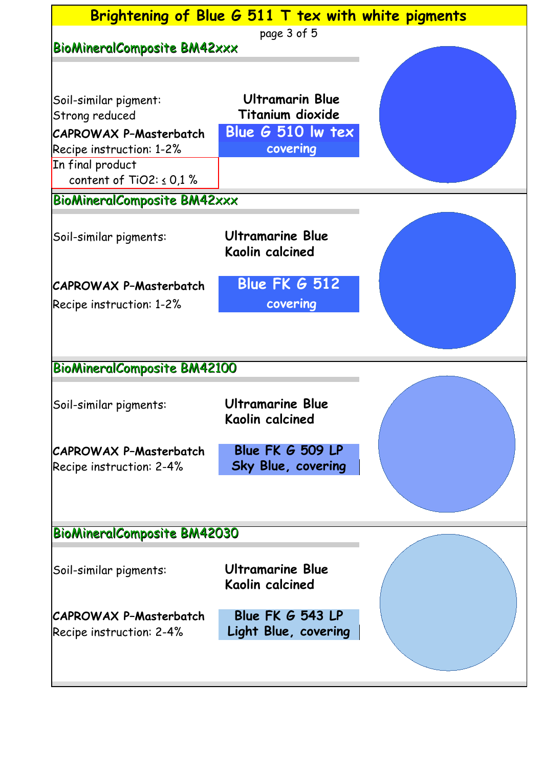# Brightening of Blue G 511 T tex with white pigments

## BioMineralComposite BM42xxx

Soil-similar pigment:
Strong reduced

**Ultramarin Blue**
**Titanium dioxide**

**CAPROWAX P–Masterbatch**
Recipe instruction: 1-2%

**Blue G 510 lw tex**
**covering**

In final product
content of TiO2: ≤ 0,1 %

## BioMineralComposite BM42xxx

Soil-similar pigments:

**Ultramarine Blue**
**Kaolin calcined**

**CAPROWAX P–Masterbatch**
Recipe instruction: 1-2%

**Blue FK G 512**
**covering**

## BioMineralComposite BM42100

Soil-similar pigments:

**Ultramarine Blue**
**Kaolin calcined**

**CAPROWAX P–Masterbatch**
Recipe instruction: 2-4%

**Blue FK G 509 LP**
**Sky Blue, covering**

## BioMineralComposite BM42030

Soil-similar pigments:

**Ultramarine Blue**
**Kaolin calcined**

**CAPROWAX P–Masterbatch**
Recipe instruction: 2-4%

**Blue FK G 543 LP**
**Light Blue, covering**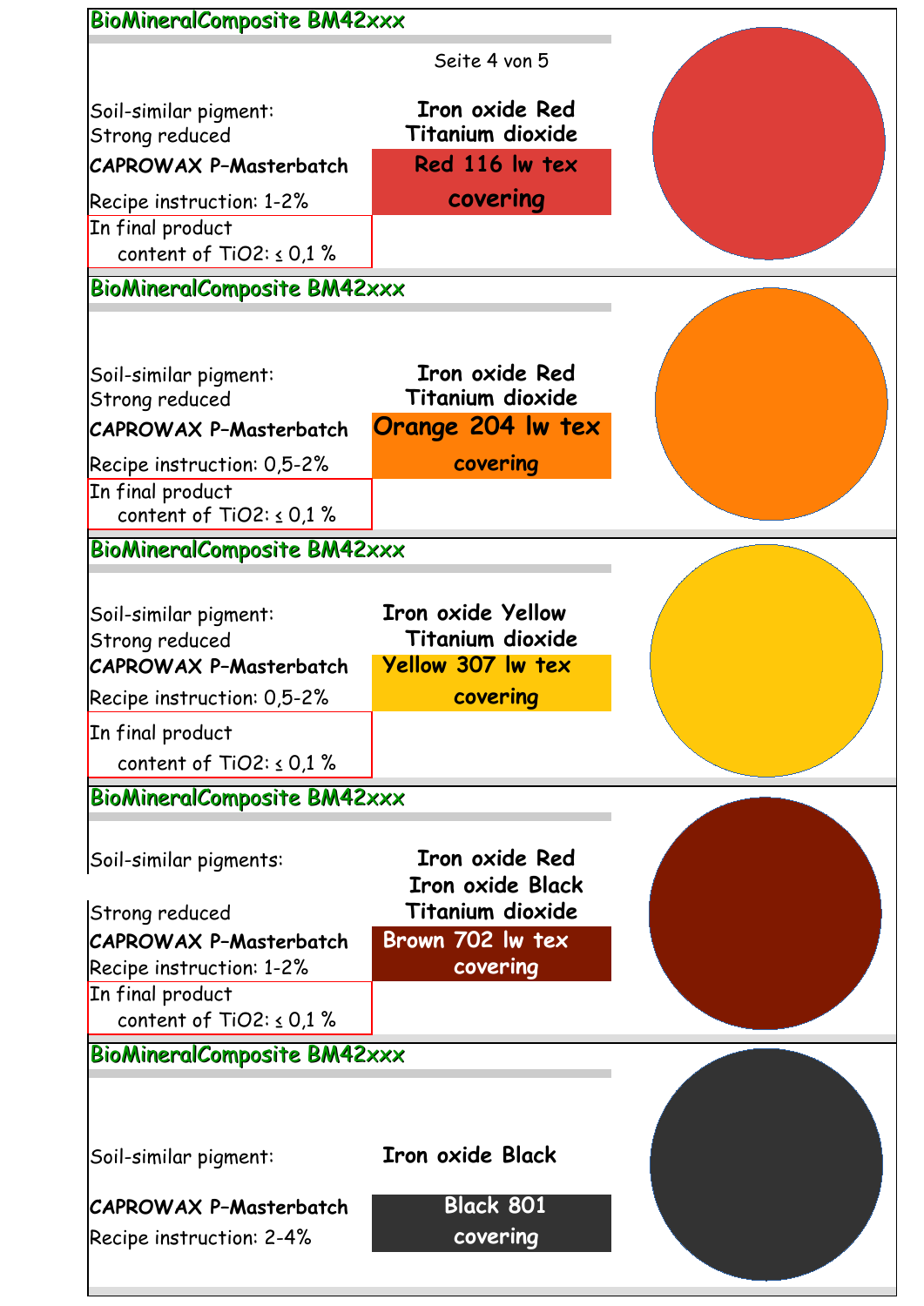## BioMineralComposite BM42xxx

Soil-similar pigment:
Strong reduced

**Iron oxide Red**
**Titanium dioxide**

**CAPROWAX P-Masterbatch**

**Red 116 lw tex**
**covering**

Recipe instruction: 1-2%

In final product
content of $TiO_2$: ≤ 0,1 %

## BioMineralComposite BM42xxx

Soil-similar pigment:
Strong reduced

**Iron oxide Red**
**Titanium dioxide**

**CAPROWAX P-Masterbatch**

**Orange 204 lw tex**
**covering**

Recipe instruction: 0,5-2%

In final product
content of $TiO_2$: ≤ 0,1 %

## BioMineralComposite BM42xxx

Soil-similar pigment:
Strong reduced

**Iron oxide Yellow**
**Titanium dioxide**

**CAPROWAX P-Masterbatch**

**Yellow 307 lw tex**
**covering**

Recipe instruction: 0,5-2%

In final product
content of $TiO_2$: ≤ 0,1 %

## BioMineralComposite BM42xxx

Soil-similar pigments:

**Iron oxide Red**
**Iron oxide Black**
**Titanium dioxide**

Strong reduced

**CAPROWAX P-Masterbatch**

**Brown 702 lw tex**
**covering**

Recipe instruction: 1-2%

In final product
content of $TiO_2$: ≤ 0,1 %

## BioMineralComposite BM42xxx

Soil-similar pigment:

**Iron oxide Black**

**CAPROWAX P-Masterbatch**

**Black 801**
**covering**

Recipe instruction: 2-4%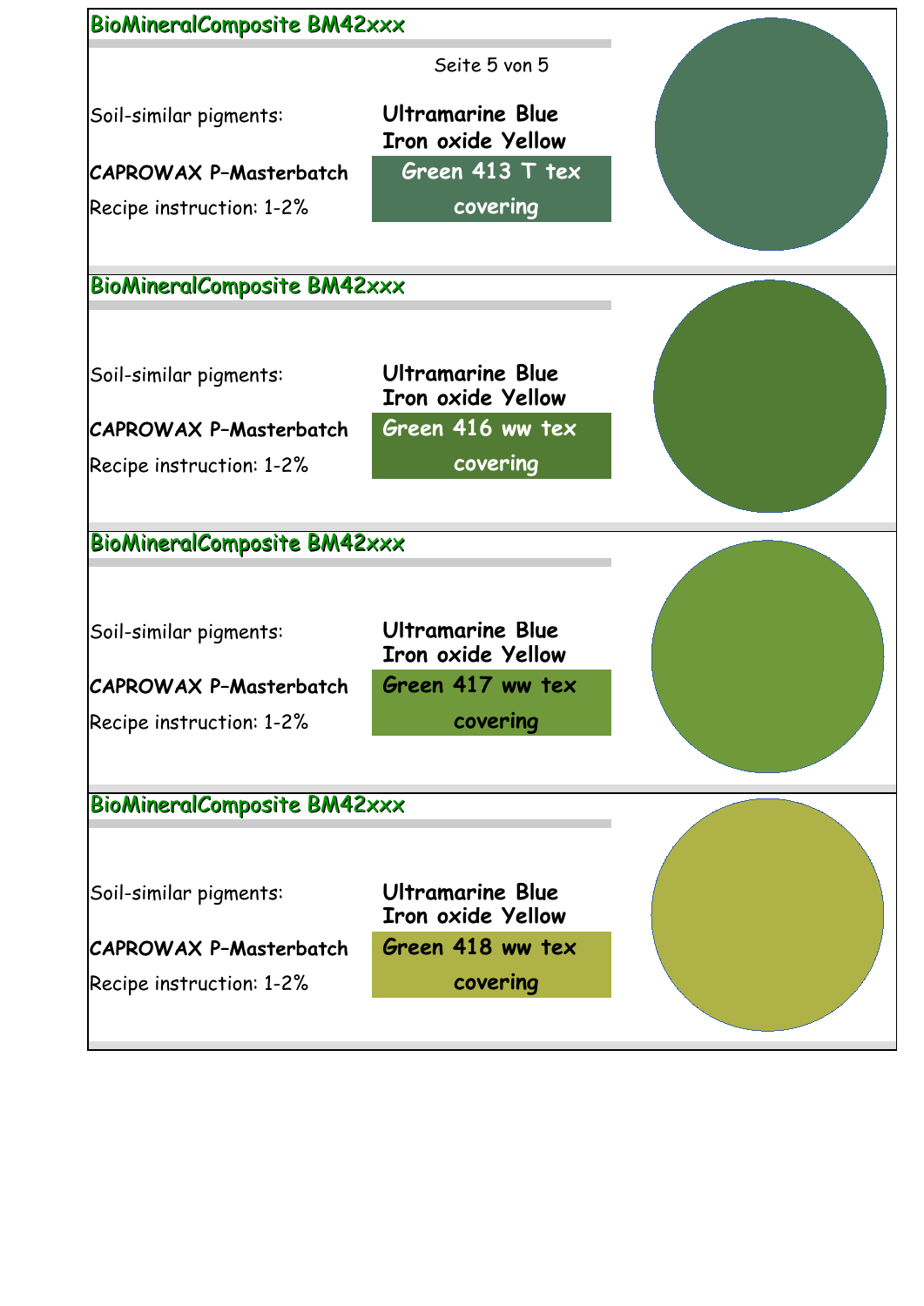## BioMineralComposite BM42xxx

Soil-similar pigments: **Ultramarine Blue**
**Iron oxide Yellow**

**CAPROWAX P–Masterbatch** **Green 413 T tex covering**

Recipe instruction: 1-2%

## BioMineralComposite BM42xxx

Soil-similar pigments: **Ultramarine Blue**
**Iron oxide Yellow**

**CAPROWAX P–Masterbatch** **Green 416 ww tex covering**

Recipe instruction: 1-2%

## BioMineralComposite BM42xxx

Soil-similar pigments: **Ultramarine Blue**
**Iron oxide Yellow**

**CAPROWAX P–Masterbatch** **Green 417 ww tex covering**

Recipe instruction: 1-2%

## BioMineralComposite BM42xxx

Soil-similar pigments: **Ultramarine Blue**
**Iron oxide Yellow**

**CAPROWAX P–Masterbatch** **Green 418 ww tex covering**

Recipe instruction: 1-2%